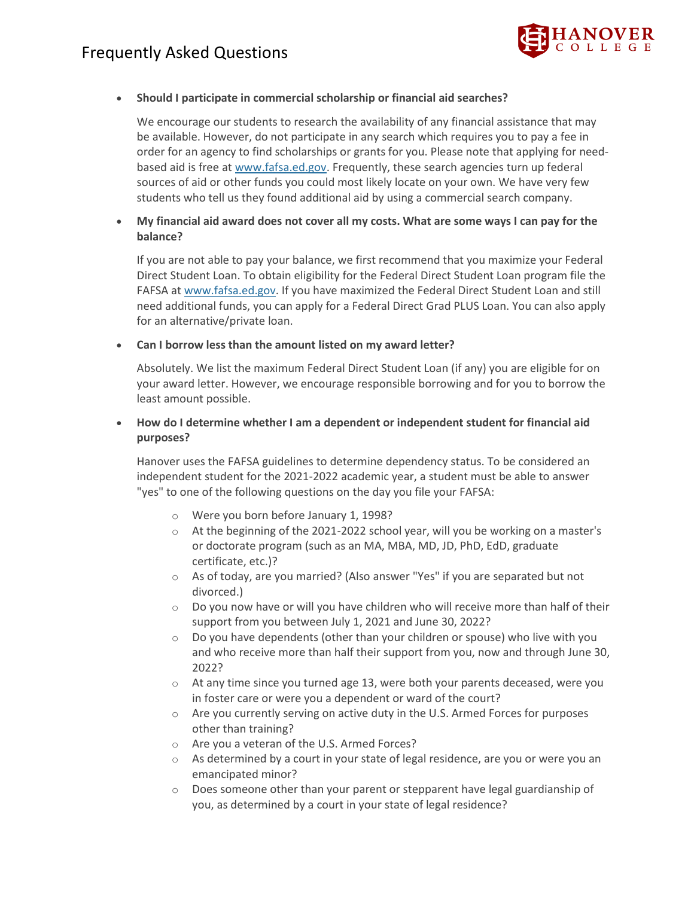# Frequently Asked Questions

- **Should I participate in commercial scholarship or financial aid searches?**

  We encourage our students to research the availability of any financial assistance that may be available. However, do not participate in any search which requires you to pay a fee in order for an agency to find scholarships or grants for you. Please note that applying for need-based aid is free at www.fafsa.ed.gov. Frequently, these search agencies turn up federal sources of aid or other funds you could most likely locate on your own. We have very few students who tell us they found additional aid by using a commercial search company.

- **My financial aid award does not cover all my costs. What are some ways I can pay for the balance?**

  If you are not able to pay your balance, we first recommend that you maximize your Federal Direct Student Loan. To obtain eligibility for the Federal Direct Student Loan program file the FAFSA at www.fafsa.ed.gov. If you have maximized the Federal Direct Student Loan and still need additional funds, you can apply for a Federal Direct Grad PLUS Loan. You can also apply for an alternative/private loan.

- **Can I borrow less than the amount listed on my award letter?**

  Absolutely. We list the maximum Federal Direct Student Loan (if any) you are eligible for on your award letter. However, we encourage responsible borrowing and for you to borrow the least amount possible.

- **How do I determine whether I am a dependent or independent student for financial aid purposes?**

  Hanover uses the FAFSA guidelines to determine dependency status. To be considered an independent student for the 2021-2022 academic year, a student must be able to answer "yes" to one of the following questions on the day you file your FAFSA:

  - Were you born before January 1, 1998?
  - At the beginning of the 2021-2022 school year, will you be working on a master's or doctorate program (such as an MA, MBA, MD, JD, PhD, EdD, graduate certificate, etc.)?
  - As of today, are you married? (Also answer "Yes" if you are separated but not divorced.)
  - Do you now have or will you have children who will receive more than half of their support from you between July 1, 2021 and June 30, 2022?
  - Do you have dependents (other than your children or spouse) who live with you and who receive more than half their support from you, now and through June 30, 2022?
  - At any time since you turned age 13, were both your parents deceased, were you in foster care or were you a dependent or ward of the court?
  - Are you currently serving on active duty in the U.S. Armed Forces for purposes other than training?
  - Are you a veteran of the U.S. Armed Forces?
  - As determined by a court in your state of legal residence, are you or were you an emancipated minor?
  - Does someone other than your parent or stepparent have legal guardianship of you, as determined by a court in your state of legal residence?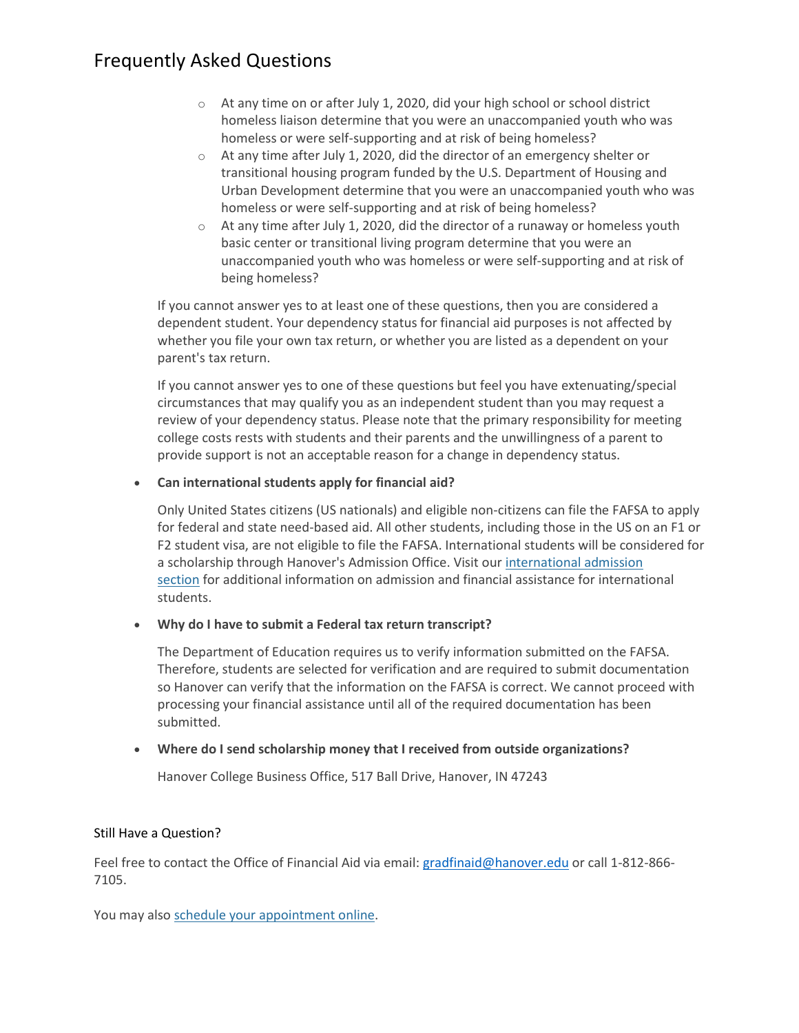# Frequently Asked Questions

- At any time on or after July 1, 2020, did your high school or school district homeless liaison determine that you were an unaccompanied youth who was homeless or were self-supporting and at risk of being homeless?
- At any time after July 1, 2020, did the director of an emergency shelter or transitional housing program funded by the U.S. Department of Housing and Urban Development determine that you were an unaccompanied youth who was homeless or were self-supporting and at risk of being homeless?
- At any time after July 1, 2020, did the director of a runaway or homeless youth basic center or transitional living program determine that you were an unaccompanied youth who was homeless or were self-supporting and at risk of being homeless?

If you cannot answer yes to at least one of these questions, then you are considered a dependent student. Your dependency status for financial aid purposes is not affected by whether you file your own tax return, or whether you are listed as a dependent on your parent's tax return.

If you cannot answer yes to one of these questions but feel you have extenuating/special circumstances that may qualify you as an independent student than you may request a review of your dependency status. Please note that the primary responsibility for meeting college costs rests with students and their parents and the unwillingness of a parent to provide support is not an acceptable reason for a change in dependency status.

- **Can international students apply for financial aid?**

  Only United States citizens (US nationals) and eligible non-citizens can file the FAFSA to apply for federal and state need-based aid. All other students, including those in the US on an F1 or F2 student visa, are not eligible to file the FAFSA. International students will be considered for a scholarship through Hanover's Admission Office. Visit our international admission section for additional information on admission and financial assistance for international students.

- **Why do I have to submit a Federal tax return transcript?**

  The Department of Education requires us to verify information submitted on the FAFSA. Therefore, students are selected for verification and are required to submit documentation so Hanover can verify that the information on the FAFSA is correct. We cannot proceed with processing your financial assistance until all of the required documentation has been submitted.

- **Where do I send scholarship money that I received from outside organizations?**

  Hanover College Business Office, 517 Ball Drive, Hanover, IN 47243

## Still Have a Question?

Feel free to contact the Office of Financial Aid via email: gradfinaid@hanover.edu or call 1-812-866-7105.

You may also schedule your appointment online.